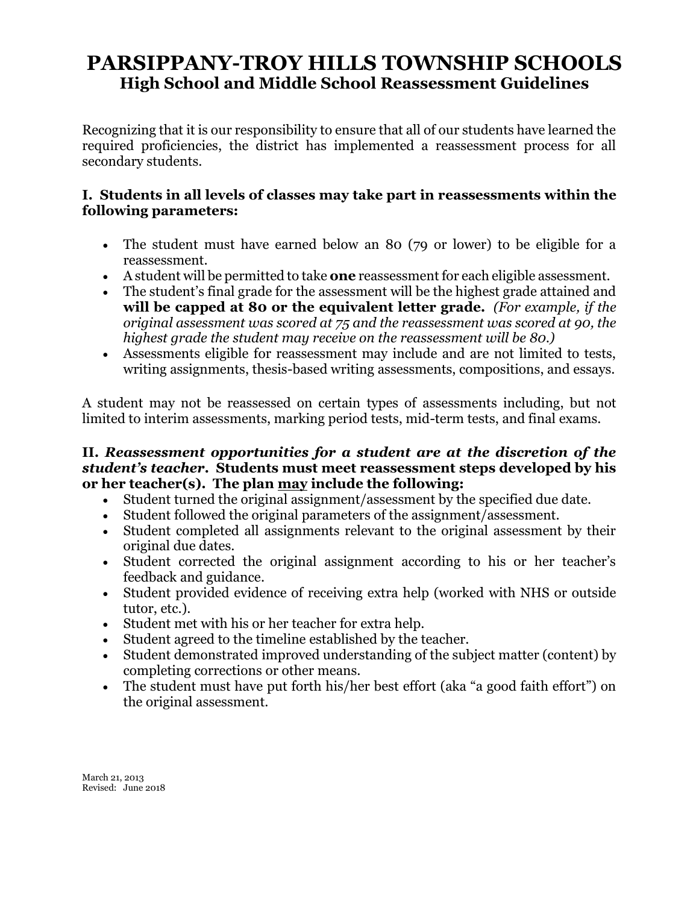# PARSIPPANY-TROY HILLS TOWNSHIP SCHOOLS
## High School and Middle School Reassessment Guidelines

Recognizing that it is our responsibility to ensure that all of our students have learned the required proficiencies, the district has implemented a reassessment process for all secondary students.

### I. Students in all levels of classes may take part in reassessments within the following parameters:

- The student must have earned below an 80 (79 or lower) to be eligible for a reassessment.
- A student will be permitted to take **one** reassessment for each eligible assessment.
- The student's final grade for the assessment will be the highest grade attained and **will be capped at 80 or the equivalent letter grade.** *(For example, if the original assessment was scored at 75 and the reassessment was scored at 90, the highest grade the student may receive on the reassessment will be 80.)*
- Assessments eligible for reassessment may include and are not limited to tests, writing assignments, thesis-based writing assessments, compositions, and essays.

A student may not be reassessed on certain types of assessments including, but not limited to interim assessments, marking period tests, mid-term tests, and final exams.

### II. *Reassessment opportunities for a student are at the discretion of the student's teacher*. Students must meet reassessment steps developed by his or her teacher(s). The plan <u>may</u> include the following:

- Student turned the original assignment/assessment by the specified due date.
- Student followed the original parameters of the assignment/assessment.
- Student completed all assignments relevant to the original assessment by their original due dates.
- Student corrected the original assignment according to his or her teacher's feedback and guidance.
- Student provided evidence of receiving extra help (worked with NHS or outside tutor, etc.).
- Student met with his or her teacher for extra help.
- Student agreed to the timeline established by the teacher.
- Student demonstrated improved understanding of the subject matter (content) by completing corrections or other means.
- The student must have put forth his/her best effort (aka "a good faith effort") on the original assessment.

March 21, 2013
Revised: June 2018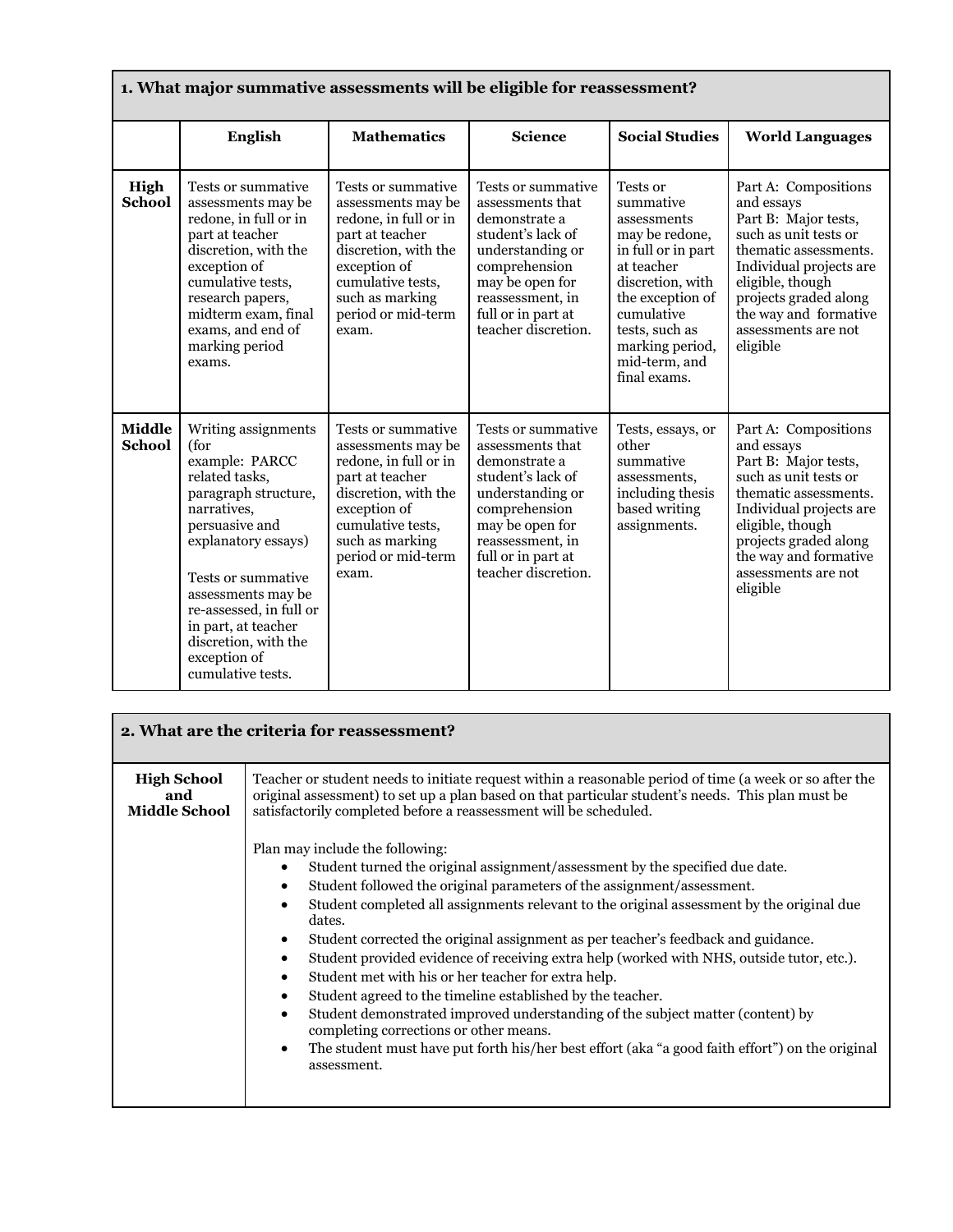**1. What major summative assessments will be eligible for reassessment?**

| | English | Mathematics | Science | Social Studies | World Languages |
|---|---|---|---|---|---|
| **High School** | Tests or summative assessments may be redone, in full or in part at teacher discretion, with the exception of cumulative tests, research papers, midterm exam, final exams, and end of marking period exams. | Tests or summative assessments may be redone, in full or in part at teacher discretion, with the exception of cumulative tests, such as marking period or mid-term exam. | Tests or summative assessments that demonstrate a student's lack of understanding or comprehension may be open for reassessment, in full or in part at teacher discretion. | Tests or summative assessments may be redone, in full or in part at teacher discretion, with the exception of cumulative tests, such as marking period, mid-term, and final exams. | Part A: Compositions and essays<br>Part B: Major tests, such as unit tests or thematic assessments. Individual projects are eligible, though projects graded along the way and formative assessments are not eligible |
| **Middle School** | Writing assignments (for example: PARCC related tasks, paragraph structure, narratives, persuasive and explanatory essays)<br><br>Tests or summative assessments may be re-assessed, in full or in part, at teacher discretion, with the exception of cumulative tests. | Tests or summative assessments may be redone, in full or in part at teacher discretion, with the exception of cumulative tests, such as marking period or mid-term exam. | Tests or summative assessments that demonstrate a student's lack of understanding or comprehension may be open for reassessment, in full or in part at teacher discretion. | Tests, essays, or other summative assessments, including thesis based writing assignments. | Part A: Compositions and essays<br>Part B: Major tests, such as unit tests or thematic assessments. Individual projects are eligible, though projects graded along the way and formative assessments are not eligible |

**2. What are the criteria for reassessment?**

**High School and Middle School**

Teacher or student needs to initiate request within a reasonable period of time (a week or so after the original assessment) to set up a plan based on that particular student's needs. This plan must be satisfactorily completed before a reassessment will be scheduled.

Plan may include the following:

- Student turned the original assignment/assessment by the specified due date.
- Student followed the original parameters of the assignment/assessment.
- Student completed all assignments relevant to the original assessment by the original due dates.
- Student corrected the original assignment as per teacher's feedback and guidance.
- Student provided evidence of receiving extra help (worked with NHS, outside tutor, etc.).
- Student met with his or her teacher for extra help.
- Student agreed to the timeline established by the teacher.
- Student demonstrated improved understanding of the subject matter (content) by completing corrections or other means.
- The student must have put forth his/her best effort (aka "a good faith effort") on the original assessment.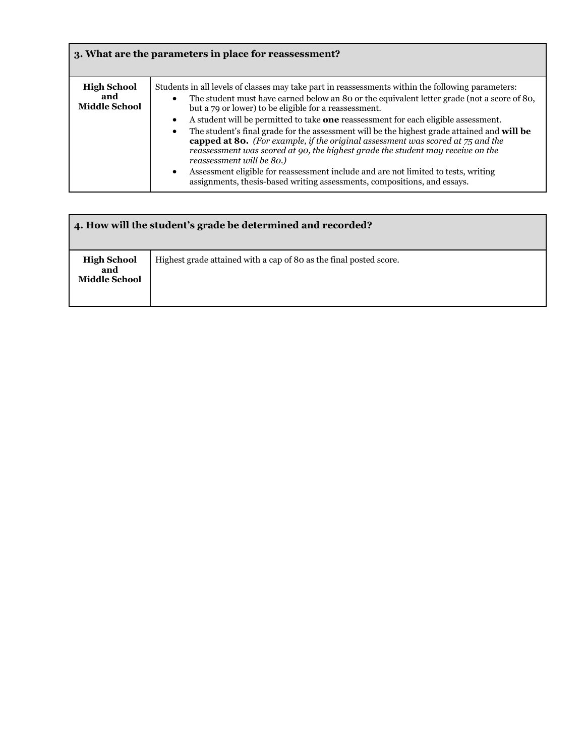| 3. What are the parameters in place for reassessment? | |
|---|---|
| **High School and Middle School** | Students in all levels of classes may take part in reassessments within the following parameters:<br>• The student must have earned below an 80 or the equivalent letter grade (not a score of 80, but a 79 or lower) to be eligible for a reassessment.<br>• A student will be permitted to take **one** reassessment for each eligible assessment.<br>• The student's final grade for the assessment will be the highest grade attained and **will be capped at 80.** *(For example, if the original assessment was scored at 75 and the reassessment was scored at 90, the highest grade the student may receive on the reassessment will be 80.)*<br>• Assessment eligible for reassessment include and are not limited to tests, writing assignments, thesis-based writing assessments, compositions, and essays. |

| 4. How will the student's grade be determined and recorded? | |
|---|---|
| **High School and Middle School** | Highest grade attained with a cap of 80 as the final posted score. |